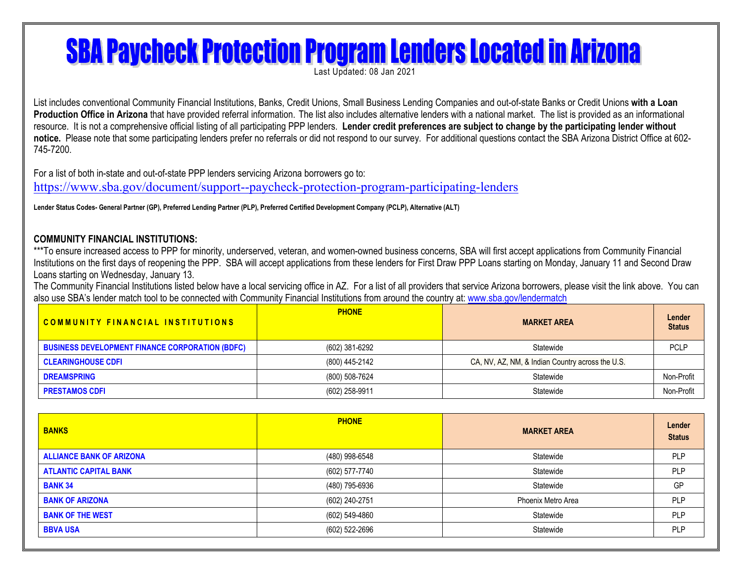# SBA Paycheck Protection Program Lenders Located in Arizona

Last Updated: 08 Jan 2021

List includes conventional Community Financial Institutions, Banks, Credit Unions, Small Business Lending Companies and out-of-state Banks or Credit Unions **with a Loan Production Office in Arizona** that have provided referral information. The list also includes alternative lenders with a national market. The list is provided as an informational resource. It is not a comprehensive official listing of all participating PPP lenders. **Lender credit preferences are subject to change by the participating lender without notice.** Please note that some participating lenders prefer no referrals or did not respond to our survey. For additional questions contact the SBA Arizona District Office at 602-745-7200.

For a list of both in-state and out-of-state PPP lenders servicing Arizona borrowers go to:
https://www.sba.gov/document/support--paycheck-protection-program-participating-lenders

**Lender Status Codes- General Partner (GP), Preferred Lending Partner (PLP), Preferred Certified Development Company (PCLP), Alternative (ALT)**

## COMMUNITY FINANCIAL INSTITUTIONS:

***To ensure increased access to PPP for minority, underserved, veteran, and women-owned business concerns, SBA will first accept applications from Community Financial Institutions on the first days of reopening the PPP. SBA will accept applications from these lenders for First Draw PPP Loans starting on Monday, January 11 and Second Draw Loans starting on Wednesday, January 13.

The Community Financial Institutions listed below have a local servicing office in AZ. For a list of all providers that service Arizona borrowers, please visit the link above. You can also use SBA's lender match tool to be connected with Community Financial Institutions from around the country at: www.sba.gov/lendermatch

| COMMUNITY FINANCIAL INSTITUTIONS | PHONE | MARKET AREA | Lender Status |
|---|---|---|---|
| BUSINESS DEVELOPMENT FINANCE CORPORATION (BDFC) | (602) 381-6292 | Statewide | PCLP |
| CLEARINGHOUSE CDFI | (800) 445-2142 | CA, NV, AZ, NM, & Indian Country across the U.S. | |
| DREAMSPRING | (800) 508-7624 | Statewide | Non-Profit |
| PRESTAMOS CDFI | (602) 258-9911 | Statewide | Non-Profit |

| BANKS | PHONE | MARKET AREA | Lender Status |
|---|---|---|---|
| ALLIANCE BANK OF ARIZONA | (480) 998-6548 | Statewide | PLP |
| ATLANTIC CAPITAL BANK | (602) 577-7740 | Statewide | PLP |
| BANK 34 | (480) 795-6936 | Statewide | GP |
| BANK OF ARIZONA | (602) 240-2751 | Phoenix Metro Area | PLP |
| BANK OF THE WEST | (602) 549-4860 | Statewide | PLP |
| BBVA USA | (602) 522-2696 | Statewide | PLP |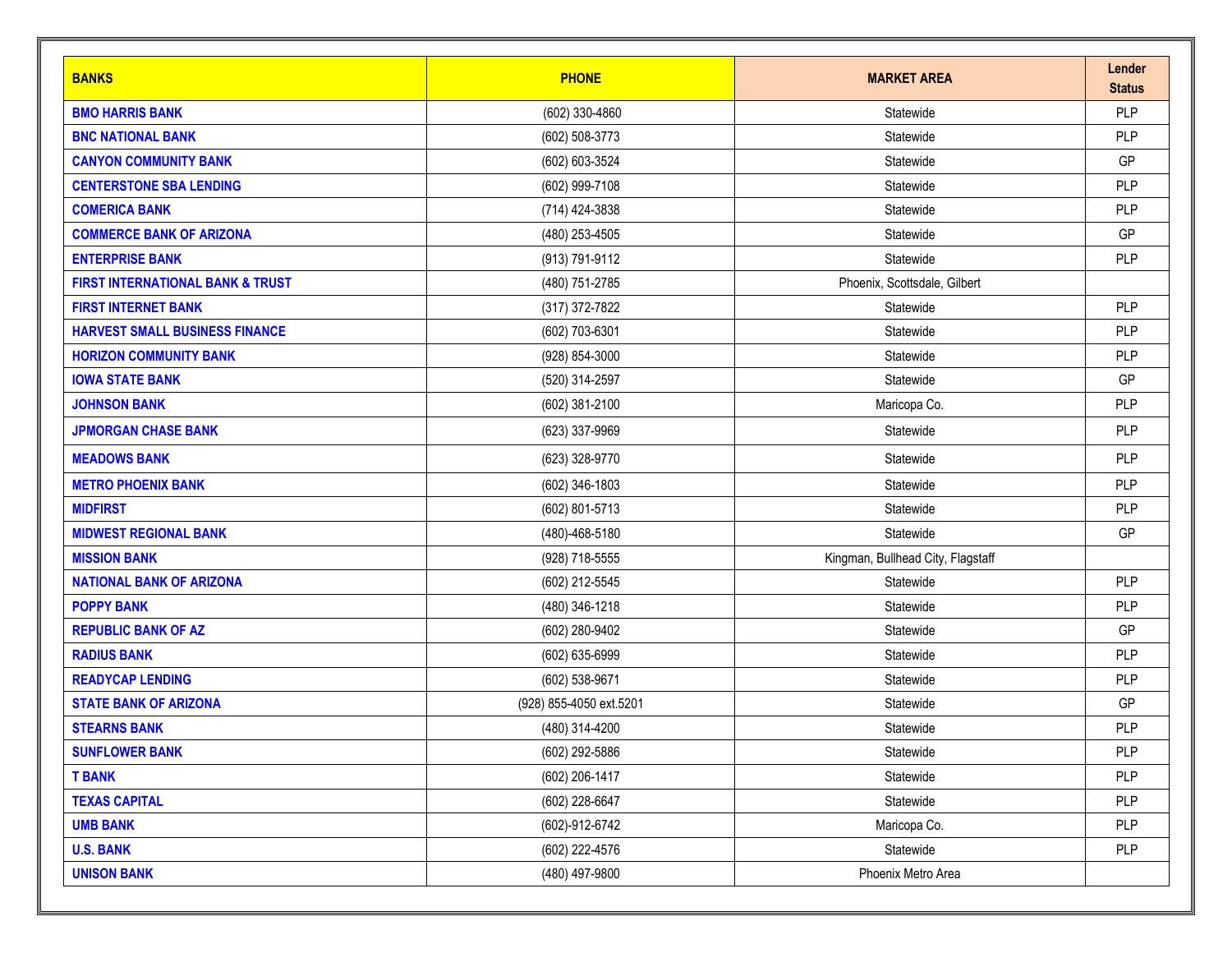| BANKS | PHONE | MARKET AREA | Lender Status |
|---|---|---|---|
| **BMO HARRIS BANK** | (602) 330-4860 | Statewide | PLP |
| **BNC NATIONAL BANK** | (602) 508-3773 | Statewide | PLP |
| **CANYON COMMUNITY BANK** | (602) 603-3524 | Statewide | GP |
| **CENTERSTONE SBA LENDING** | (602) 999-7108 | Statewide | PLP |
| **COMERICA BANK** | (714) 424-3838 | Statewide | PLP |
| **COMMERCE BANK OF ARIZONA** | (480) 253-4505 | Statewide | GP |
| **ENTERPRISE BANK** | (913) 791-9112 | Statewide | PLP |
| **FIRST INTERNATIONAL BANK & TRUST** | (480) 751-2785 | Phoenix, Scottsdale, Gilbert | |
| **FIRST INTERNET BANK** | (317) 372-7822 | Statewide | PLP |
| **HARVEST SMALL BUSINESS FINANCE** | (602) 703-6301 | Statewide | PLP |
| **HORIZON COMMUNITY BANK** | (928) 854-3000 | Statewide | PLP |
| **IOWA STATE BANK** | (520) 314-2597 | Statewide | GP |
| **JOHNSON BANK** | (602) 381-2100 | Maricopa Co. | PLP |
| **JPMORGAN CHASE BANK** | (623) 337-9969 | Statewide | PLP |
| **MEADOWS BANK** | (623) 328-9770 | Statewide | PLP |
| **METRO PHOENIX BANK** | (602) 346-1803 | Statewide | PLP |
| **MIDFIRST** | (602) 801-5713 | Statewide | PLP |
| **MIDWEST REGIONAL BANK** | (480)-468-5180 | Statewide | GP |
| **MISSION BANK** | (928) 718-5555 | Kingman, Bullhead City, Flagstaff | |
| **NATIONAL BANK OF ARIZONA** | (602) 212-5545 | Statewide | PLP |
| **POPPY BANK** | (480) 346-1218 | Statewide | PLP |
| **REPUBLIC BANK OF AZ** | (602) 280-9402 | Statewide | GP |
| **RADIUS BANK** | (602) 635-6999 | Statewide | PLP |
| **READYCAP LENDING** | (602) 538-9671 | Statewide | PLP |
| **STATE BANK OF ARIZONA** | (928) 855-4050 ext.5201 | Statewide | GP |
| **STEARNS BANK** | (480) 314-4200 | Statewide | PLP |
| **SUNFLOWER BANK** | (602) 292-5886 | Statewide | PLP |
| **T BANK** | (602) 206-1417 | Statewide | PLP |
| **TEXAS CAPITAL** | (602) 228-6647 | Statewide | PLP |
| **UMB BANK** | (602)-912-6742 | Maricopa Co. | PLP |
| **U.S. BANK** | (602) 222-4576 | Statewide | PLP |
| **UNISON BANK** | (480) 497-9800 | Phoenix Metro Area | |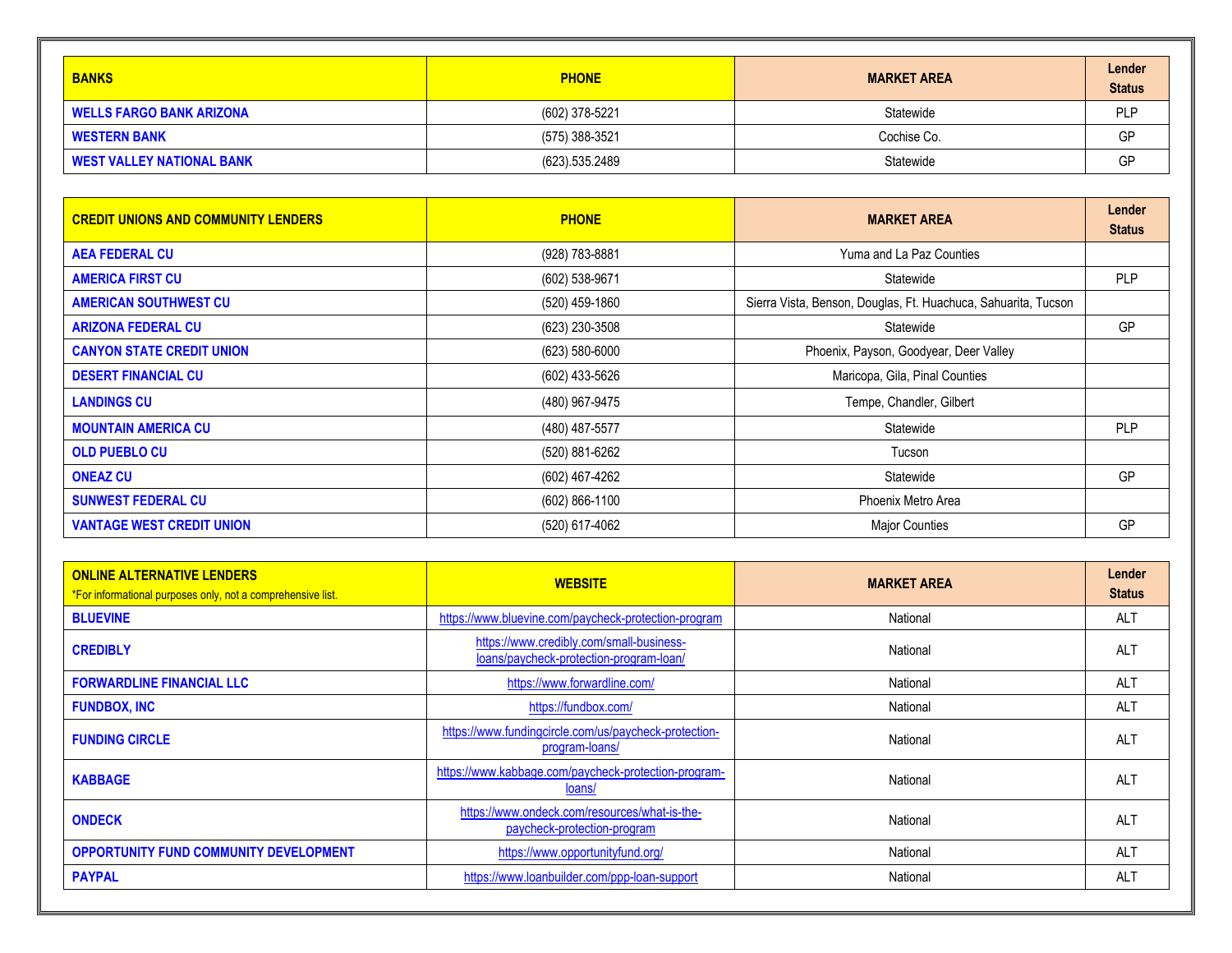| BANKS | PHONE | MARKET AREA | Lender Status |
|---|---|---|---|
| WELLS FARGO BANK ARIZONA | (602) 378-5221 | Statewide | PLP |
| WESTERN BANK | (575) 388-3521 | Cochise Co. | GP |
| WEST VALLEY NATIONAL BANK | (623).535.2489 | Statewide | GP |

| CREDIT UNIONS AND COMMUNITY LENDERS | PHONE | MARKET AREA | Lender Status |
|---|---|---|---|
| AEA FEDERAL CU | (928) 783-8881 | Yuma and La Paz Counties | |
| AMERICA FIRST CU | (602) 538-9671 | Statewide | PLP |
| AMERICAN SOUTHWEST CU | (520) 459-1860 | Sierra Vista, Benson, Douglas, Ft. Huachuca, Sahuarita, Tucson | |
| ARIZONA FEDERAL CU | (623) 230-3508 | Statewide | GP |
| CANYON STATE CREDIT UNION | (623) 580-6000 | Phoenix, Payson, Goodyear, Deer Valley | |
| DESERT FINANCIAL CU | (602) 433-5626 | Maricopa, Gila, Pinal Counties | |
| LANDINGS CU | (480) 967-9475 | Tempe, Chandler, Gilbert | |
| MOUNTAIN AMERICA CU | (480) 487-5577 | Statewide | PLP |
| OLD PUEBLO CU | (520) 881-6262 | Tucson | |
| ONEAZ CU | (602) 467-4262 | Statewide | GP |
| SUNWEST FEDERAL CU | (602) 866-1100 | Phoenix Metro Area | |
| VANTAGE WEST CREDIT UNION | (520) 617-4062 | Major Counties | GP |

| ONLINE ALTERNATIVE LENDERS *For informational purposes only, not a comprehensive list. | WEBSITE | MARKET AREA | Lender Status |
|---|---|---|---|
| BLUEVINE | https://www.bluevine.com/paycheck-protection-program | National | ALT |
| CREDIBLY | https://www.credibly.com/small-business-loans/paycheck-protection-program-loan/ | National | ALT |
| FORWARDLINE FINANCIAL LLC | https://www.forwardline.com/ | National | ALT |
| FUNDBOX, INC | https://fundbox.com/ | National | ALT |
| FUNDING CIRCLE | https://www.fundingcircle.com/us/paycheck-protection-program-loans/ | National | ALT |
| KABBAGE | https://www.kabbage.com/paycheck-protection-program-loans/ | National | ALT |
| ONDECK | https://www.ondeck.com/resources/what-is-the-paycheck-protection-program | National | ALT |
| OPPORTUNITY FUND COMMUNITY DEVELOPMENT | https://www.opportunityfund.org/ | National | ALT |
| PAYPAL | https://www.loanbuilder.com/ppp-loan-support | National | ALT |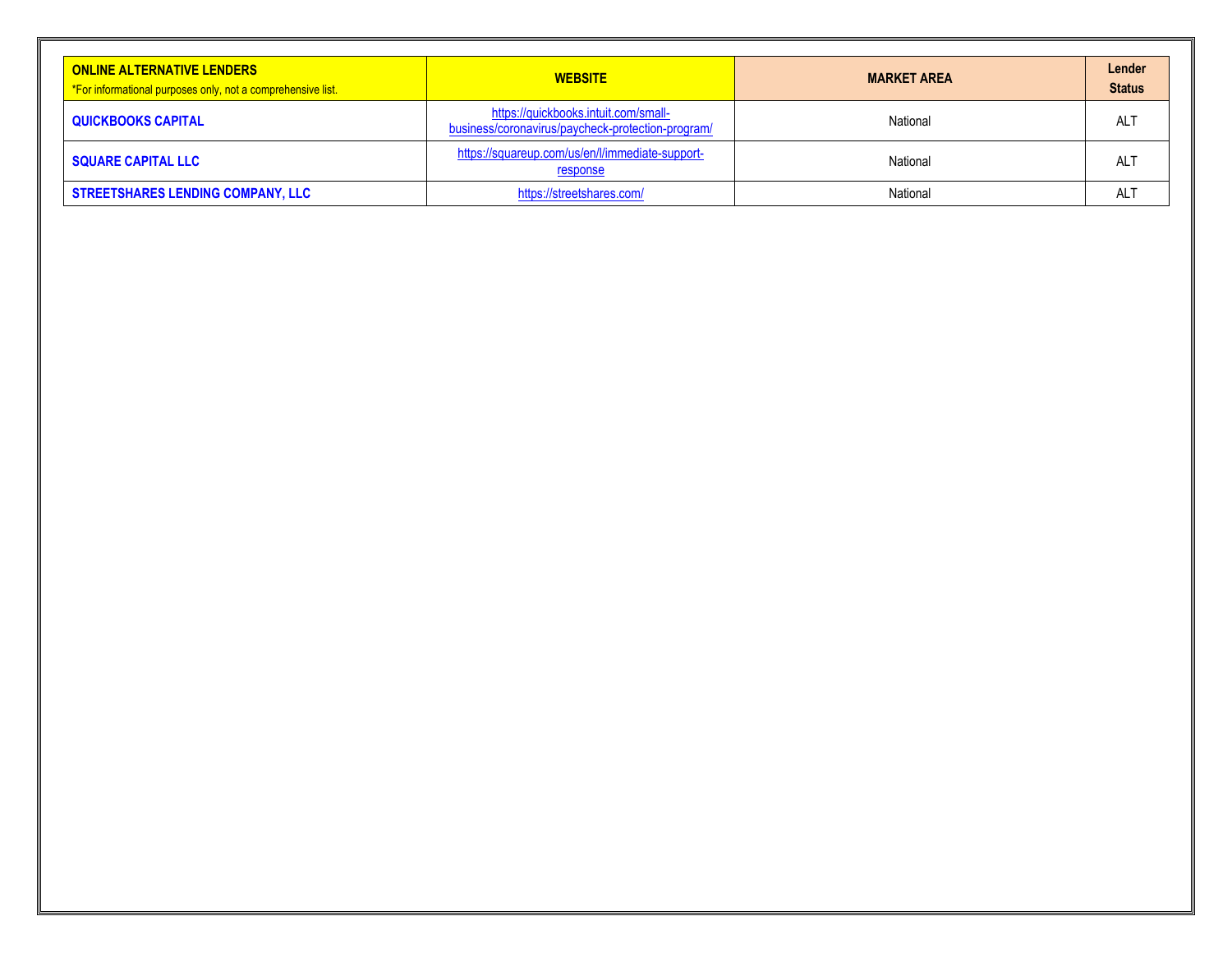| ONLINE ALTERNATIVE LENDERS<br>*For informational purposes only, not a comprehensive list. | WEBSITE | MARKET AREA | Lender Status |
|---|---|---|---|
| **QUICKBOOKS CAPITAL** | https://quickbooks.intuit.com/small-business/coronavirus/paycheck-protection-program/ | National | ALT |
| **SQUARE CAPITAL LLC** | https://squareup.com/us/en/l/immediate-support-response | National | ALT |
| **STREETSHARES LENDING COMPANY, LLC** | https://streetshares.com/ | National | ALT |